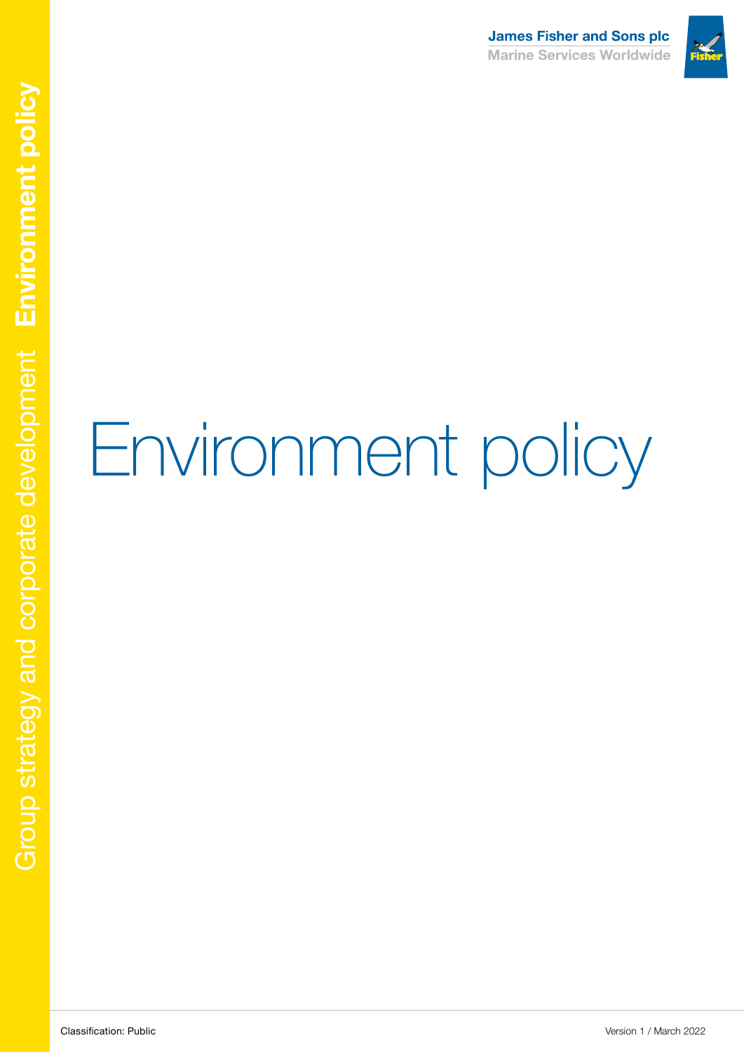James Fisher and Sons plc
Marine Services Worldwide

Group strategy and corporate development **Environment policy**

# Environment policy

Classification: Public

Version 1 / March 2022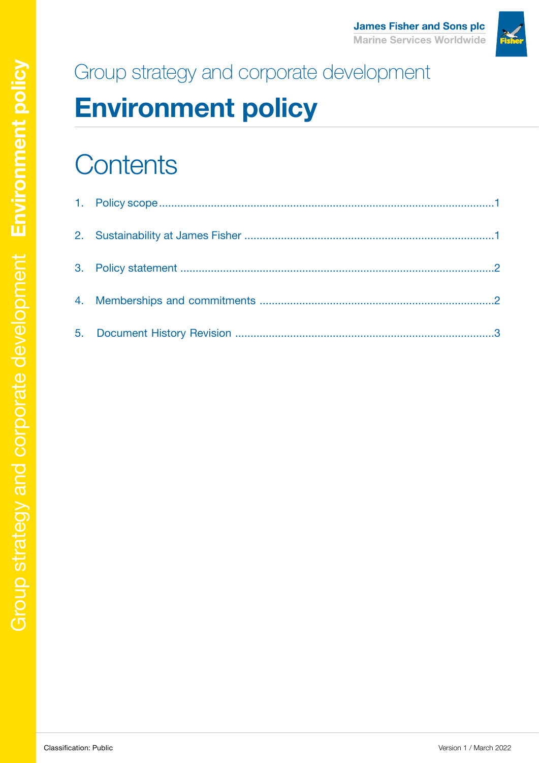Group strategy and corporate development

# Environment policy

## Contents

1. Policy scope ........................................................................................................1
2. Sustainability at James Fisher ................................................................................1
3. Policy statement ...................................................................................................2
4. Memberships and commitments ...........................................................................2
5. Document History Revision ...................................................................................3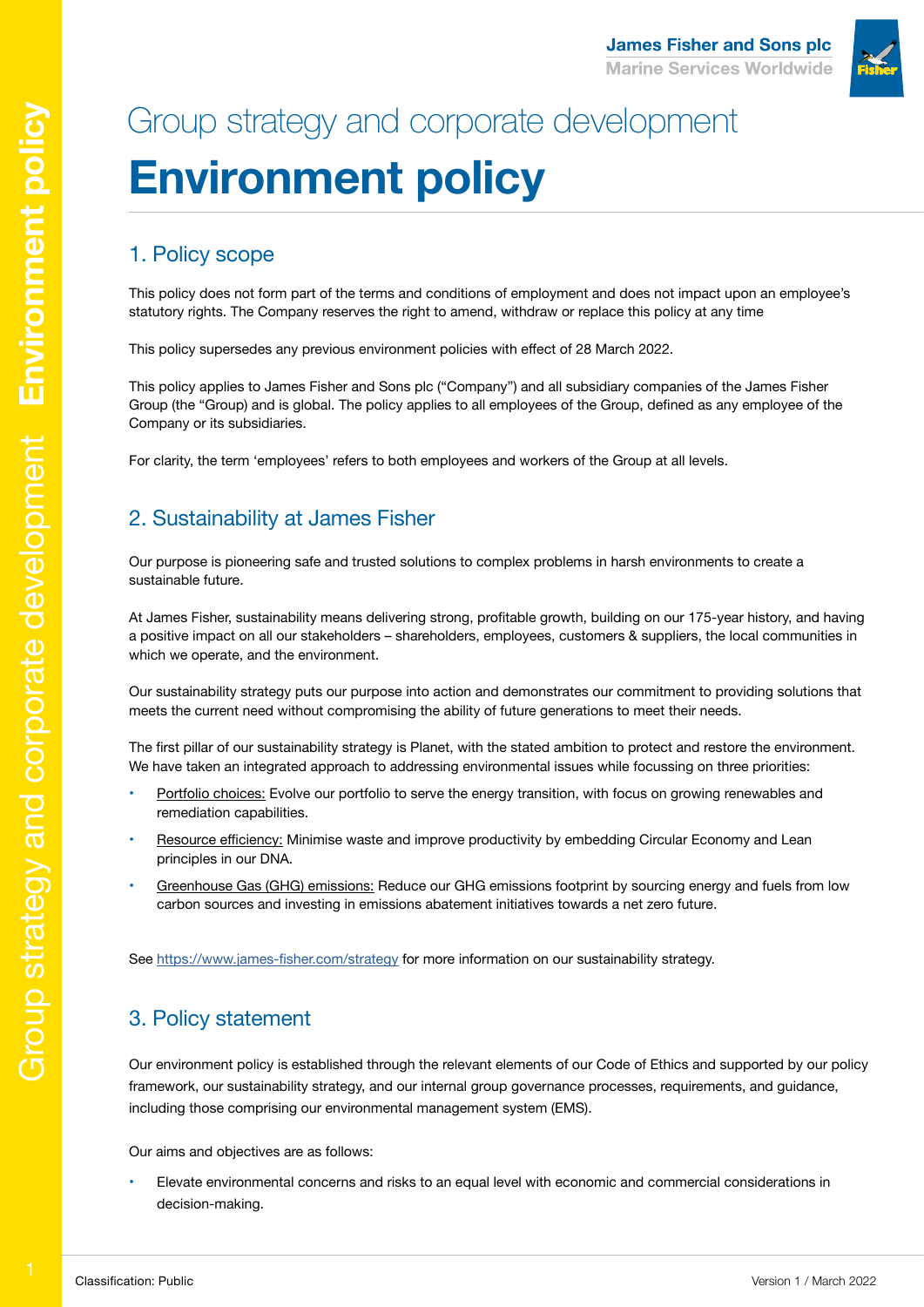# Group strategy and corporate development

# Environment policy

## 1. Policy scope

This policy does not form part of the terms and conditions of employment and does not impact upon an employee's statutory rights. The Company reserves the right to amend, withdraw or replace this policy at any time

This policy supersedes any previous environment policies with effect of 28 March 2022.

This policy applies to James Fisher and Sons plc ("Company") and all subsidiary companies of the James Fisher Group (the "Group) and is global. The policy applies to all employees of the Group, defined as any employee of the Company or its subsidiaries.

For clarity, the term 'employees' refers to both employees and workers of the Group at all levels.

## 2. Sustainability at James Fisher

Our purpose is pioneering safe and trusted solutions to complex problems in harsh environments to create a sustainable future.

At James Fisher, sustainability means delivering strong, profitable growth, building on our 175-year history, and having a positive impact on all our stakeholders – shareholders, employees, customers & suppliers, the local communities in which we operate, and the environment.

Our sustainability strategy puts our purpose into action and demonstrates our commitment to providing solutions that meets the current need without compromising the ability of future generations to meet their needs.

The first pillar of our sustainability strategy is Planet, with the stated ambition to protect and restore the environment. We have taken an integrated approach to addressing environmental issues while focussing on three priorities:

- Portfolio choices: Evolve our portfolio to serve the energy transition, with focus on growing renewables and remediation capabilities.
- Resource efficiency: Minimise waste and improve productivity by embedding Circular Economy and Lean principles in our DNA.
- Greenhouse Gas (GHG) emissions: Reduce our GHG emissions footprint by sourcing energy and fuels from low carbon sources and investing in emissions abatement initiatives towards a net zero future.

See https://www.james-fisher.com/strategy for more information on our sustainability strategy.

## 3. Policy statement

Our environment policy is established through the relevant elements of our Code of Ethics and supported by our policy framework, our sustainability strategy, and our internal group governance processes, requirements, and guidance, including those comprising our environmental management system (EMS).

Our aims and objectives are as follows:

- Elevate environmental concerns and risks to an equal level with economic and commercial considerations in decision-making.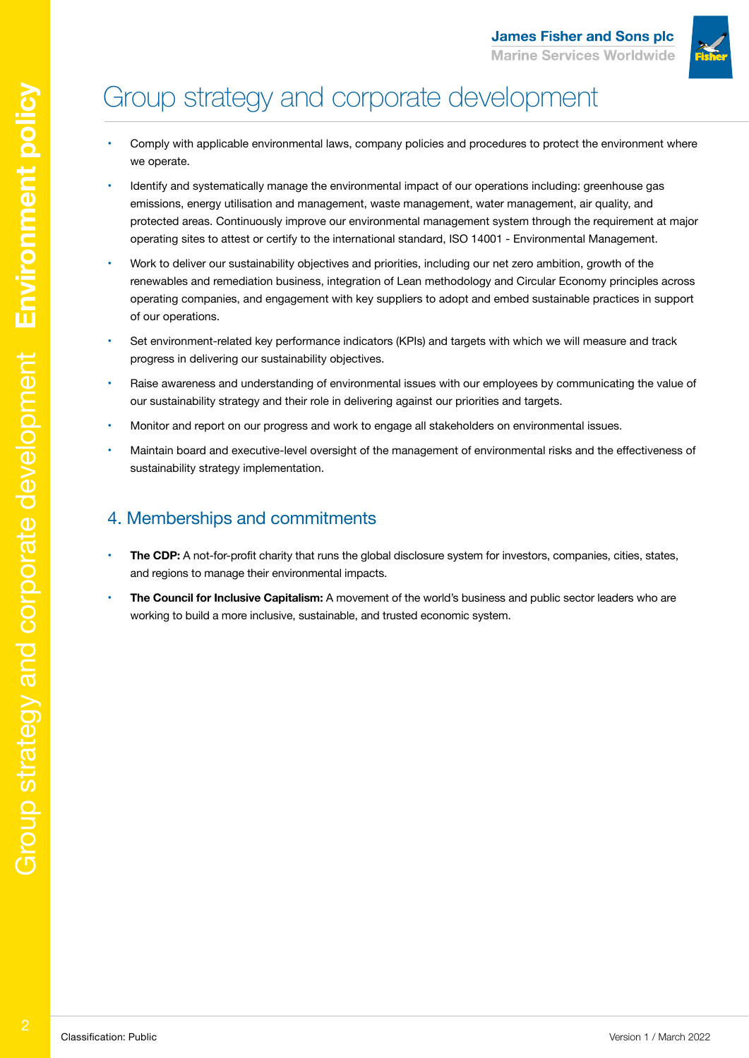# Group strategy and corporate development

- Comply with applicable environmental laws, company policies and procedures to protect the environment where we operate.
- Identify and systematically manage the environmental impact of our operations including: greenhouse gas emissions, energy utilisation and management, waste management, water management, air quality, and protected areas. Continuously improve our environmental management system through the requirement at major operating sites to attest or certify to the international standard, ISO 14001 - Environmental Management.
- Work to deliver our sustainability objectives and priorities, including our net zero ambition, growth of the renewables and remediation business, integration of Lean methodology and Circular Economy principles across operating companies, and engagement with key suppliers to adopt and embed sustainable practices in support of our operations.
- Set environment-related key performance indicators (KPIs) and targets with which we will measure and track progress in delivering our sustainability objectives.
- Raise awareness and understanding of environmental issues with our employees by communicating the value of our sustainability strategy and their role in delivering against our priorities and targets.
- Monitor and report on our progress and work to engage all stakeholders on environmental issues.
- Maintain board and executive-level oversight of the management of environmental risks and the effectiveness of sustainability strategy implementation.

## 4. Memberships and commitments

- **The CDP:** A not-for-profit charity that runs the global disclosure system for investors, companies, cities, states, and regions to manage their environmental impacts.
- **The Council for Inclusive Capitalism:** A movement of the world's business and public sector leaders who are working to build a more inclusive, sustainable, and trusted economic system.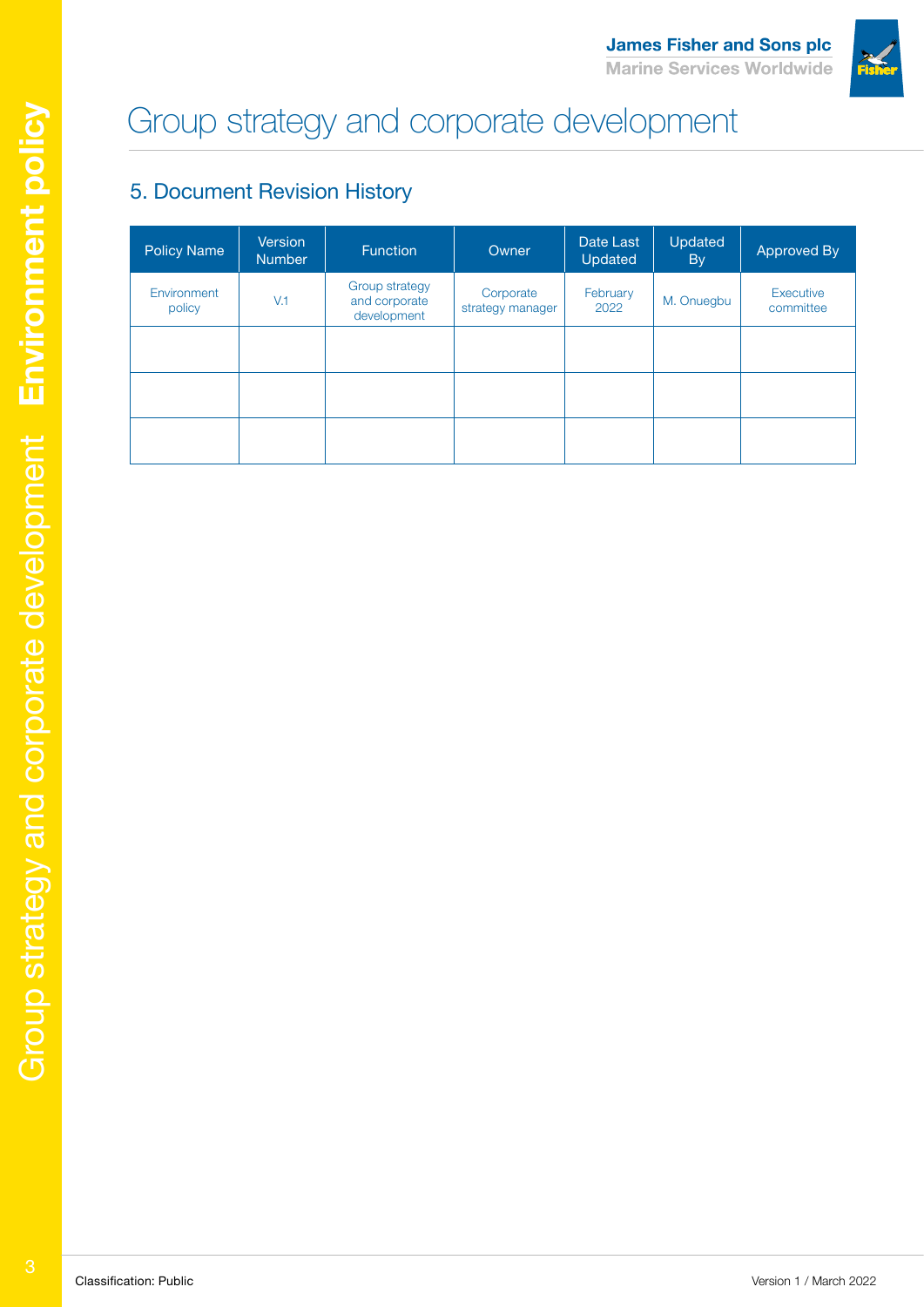# Group strategy and corporate development

## 5. Document Revision History

| Policy Name | Version Number | Function | Owner | Date Last Updated | Updated By | Approved By |
|---|---|---|---|---|---|---|
| Environment policy | V.1 | Group strategy and corporate development | Corporate strategy manager | February 2022 | M. Onuegbu | Executive committee |
| | | | | | | |
| | | | | | | |
| | | | | | | |

Classification: Public

Version 1 / March 2022